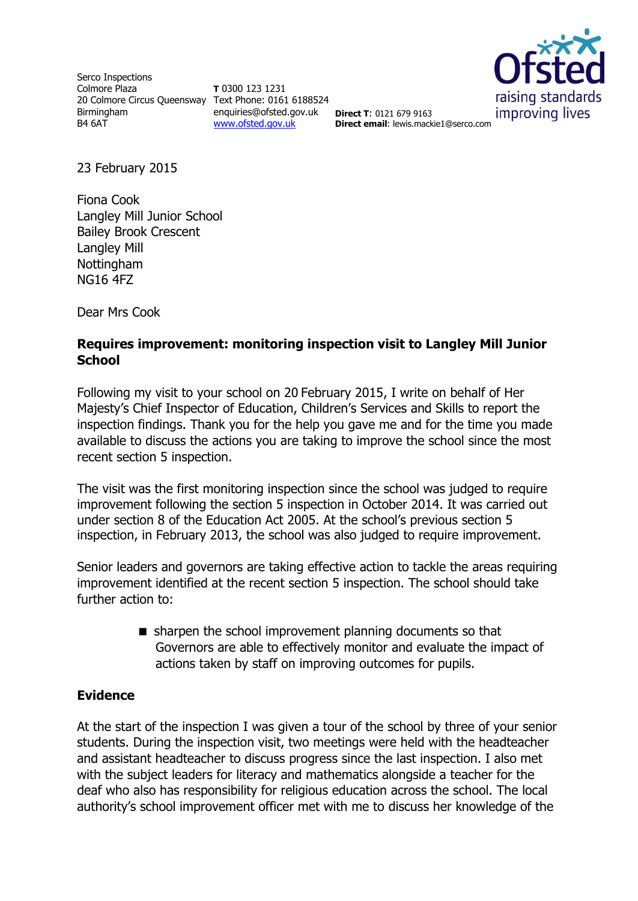Serco Inspections
Colmore Plaza
20 Colmore Circus Queensway
Birmingham
B4 6AT

**T** 0300 123 1231
Text Phone: 0161 6188524
enquiries@ofsted.gov.uk
www.ofsted.gov.uk

**Direct T**: 0121 679 9163
**Direct email**: lewis.mackie1@serco.com

Ofsted
raising standards
improving lives

23 February 2015

Fiona Cook
Langley Mill Junior School
Bailey Brook Crescent
Langley Mill
Nottingham
NG16 4FZ

Dear Mrs Cook

**Requires improvement: monitoring inspection visit to Langley Mill Junior School**

Following my visit to your school on 20 February 2015, I write on behalf of Her Majesty's Chief Inspector of Education, Children's Services and Skills to report the inspection findings. Thank you for the help you gave me and for the time you made available to discuss the actions you are taking to improve the school since the most recent section 5 inspection.

The visit was the first monitoring inspection since the school was judged to require improvement following the section 5 inspection in October 2014. It was carried out under section 8 of the Education Act 2005. At the school's previous section 5 inspection, in February 2013, the school was also judged to require improvement.

Senior leaders and governors are taking effective action to tackle the areas requiring improvement identified at the recent section 5 inspection. The school should take further action to:

- sharpen the school improvement planning documents so that Governors are able to effectively monitor and evaluate the impact of actions taken by staff on improving outcomes for pupils.

## Evidence

At the start of the inspection I was given a tour of the school by three of your senior students. During the inspection visit, two meetings were held with the headteacher and assistant headteacher to discuss progress since the last inspection. I also met with the subject leaders for literacy and mathematics alongside a teacher for the deaf who also has responsibility for religious education across the school. The local authority's school improvement officer met with me to discuss her knowledge of the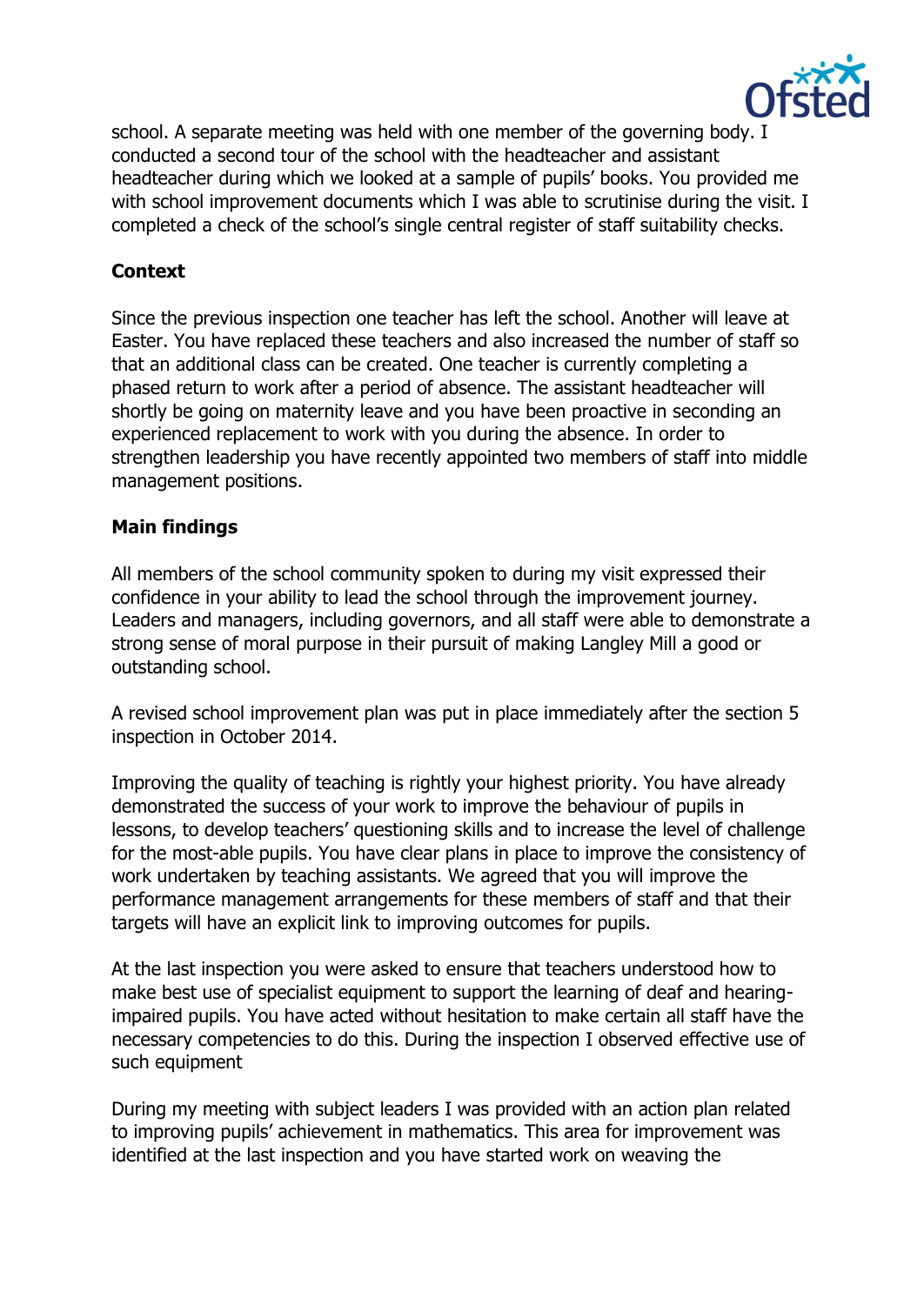school. A separate meeting was held with one member of the governing body. I conducted a second tour of the school with the headteacher and assistant headteacher during which we looked at a sample of pupils' books. You provided me with school improvement documents which I was able to scrutinise during the visit. I completed a check of the school's single central register of staff suitability checks.

## Context

Since the previous inspection one teacher has left the school. Another will leave at Easter. You have replaced these teachers and also increased the number of staff so that an additional class can be created. One teacher is currently completing a phased return to work after a period of absence. The assistant headteacher will shortly be going on maternity leave and you have been proactive in seconding an experienced replacement to work with you during the absence. In order to strengthen leadership you have recently appointed two members of staff into middle management positions.

## Main findings

All members of the school community spoken to during my visit expressed their confidence in your ability to lead the school through the improvement journey. Leaders and managers, including governors, and all staff were able to demonstrate a strong sense of moral purpose in their pursuit of making Langley Mill a good or outstanding school.

A revised school improvement plan was put in place immediately after the section 5 inspection in October 2014.

Improving the quality of teaching is rightly your highest priority. You have already demonstrated the success of your work to improve the behaviour of pupils in lessons, to develop teachers' questioning skills and to increase the level of challenge for the most-able pupils. You have clear plans in place to improve the consistency of work undertaken by teaching assistants. We agreed that you will improve the performance management arrangements for these members of staff and that their targets will have an explicit link to improving outcomes for pupils.

At the last inspection you were asked to ensure that teachers understood how to make best use of specialist equipment to support the learning of deaf and hearing-impaired pupils. You have acted without hesitation to make certain all staff have the necessary competencies to do this. During the inspection I observed effective use of such equipment

During my meeting with subject leaders I was provided with an action plan related to improving pupils' achievement in mathematics. This area for improvement was identified at the last inspection and you have started work on weaving the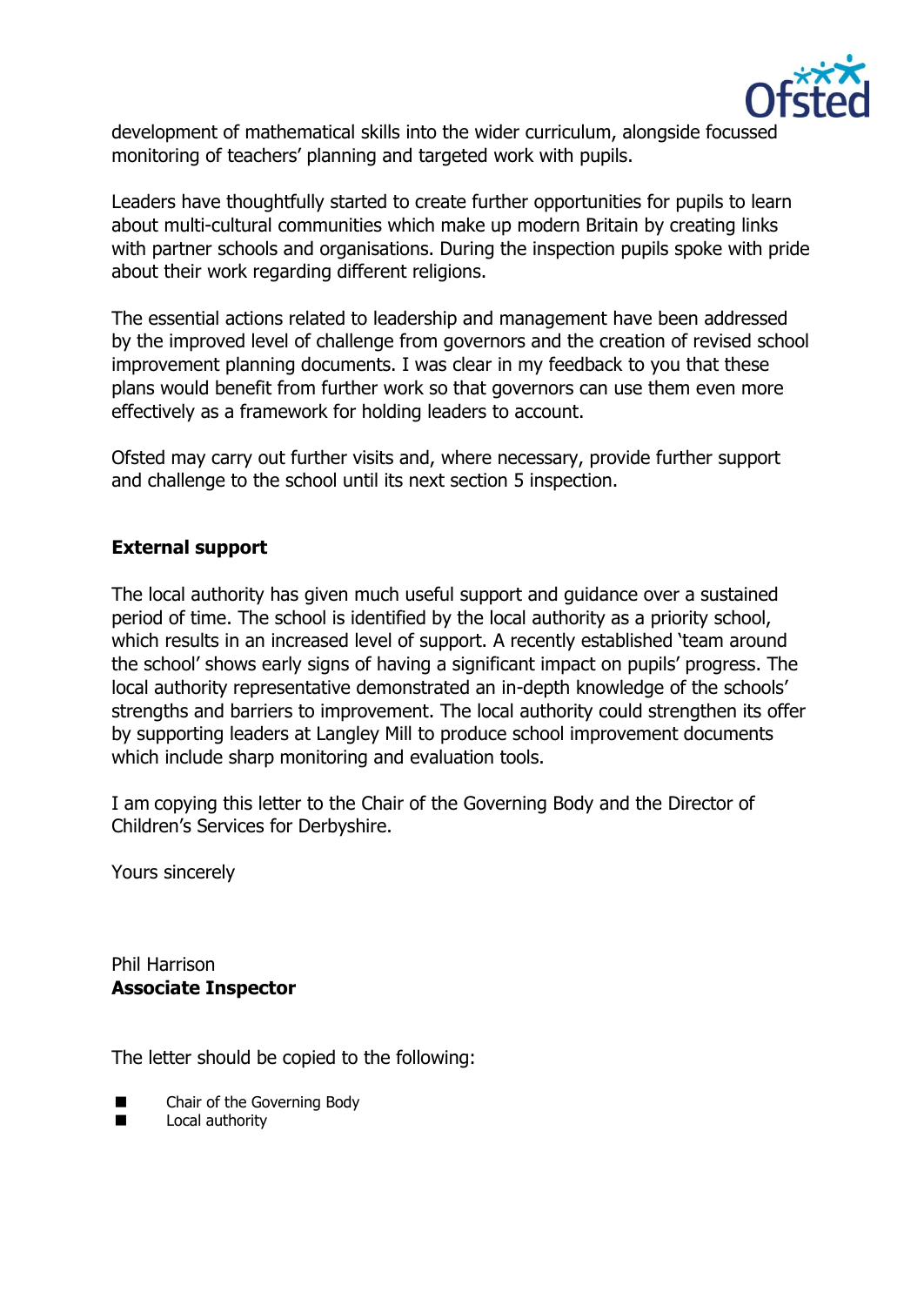development of mathematical skills into the wider curriculum, alongside focussed monitoring of teachers' planning and targeted work with pupils.

Leaders have thoughtfully started to create further opportunities for pupils to learn about multi-cultural communities which make up modern Britain by creating links with partner schools and organisations. During the inspection pupils spoke with pride about their work regarding different religions.

The essential actions related to leadership and management have been addressed by the improved level of challenge from governors and the creation of revised school improvement planning documents. I was clear in my feedback to you that these plans would benefit from further work so that governors can use them even more effectively as a framework for holding leaders to account.

Ofsted may carry out further visits and, where necessary, provide further support and challenge to the school until its next section 5 inspection.

**External support**

The local authority has given much useful support and guidance over a sustained period of time. The school is identified by the local authority as a priority school, which results in an increased level of support. A recently established 'team around the school' shows early signs of having a significant impact on pupils' progress. The local authority representative demonstrated an in-depth knowledge of the schools' strengths and barriers to improvement. The local authority could strengthen its offer by supporting leaders at Langley Mill to produce school improvement documents which include sharp monitoring and evaluation tools.

I am copying this letter to the Chair of the Governing Body and the Director of Children's Services for Derbyshire.

Yours sincerely

Phil Harrison
**Associate Inspector**

The letter should be copied to the following:

- Chair of the Governing Body
- Local authority